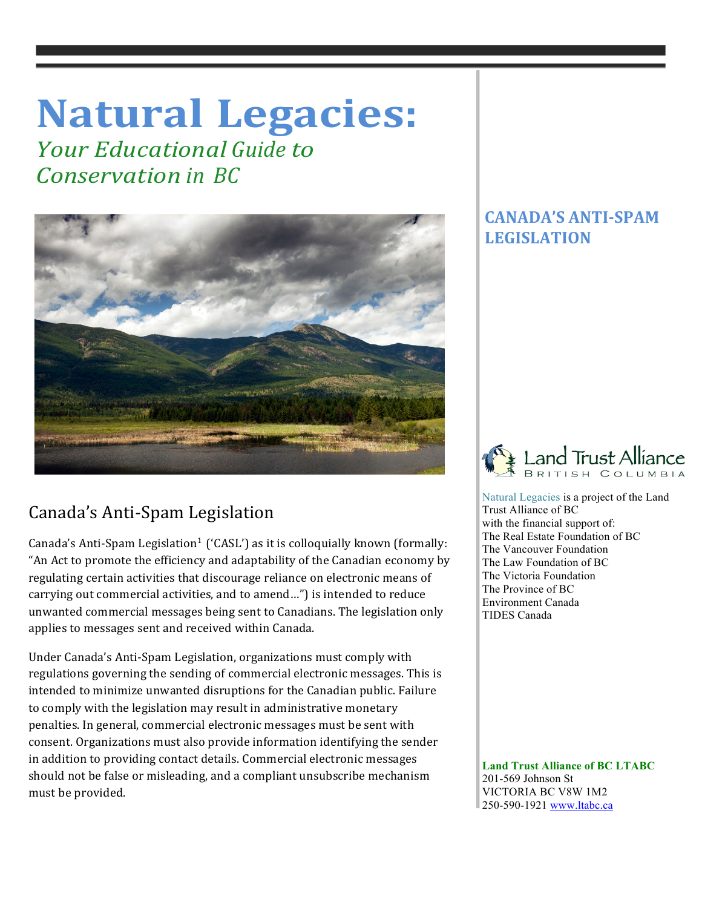# Natural Legacies:

*Your Educational Guide to Conservation in BC*

## Canada's Anti-Spam Legislation

Canada's Anti-Spam Legislation[1] ('CASL') as it is colloquially known (formally: "An Act to promote the efficiency and adaptability of the Canadian economy by regulating certain activities that discourage reliance on electronic means of carrying out commercial activities, and to amend…") is intended to reduce unwanted commercial messages being sent to Canadians. The legislation only applies to messages sent and received within Canada.

Under Canada's Anti-Spam Legislation, organizations must comply with regulations governing the sending of commercial electronic messages. This is intended to minimize unwanted disruptions for the Canadian public. Failure to comply with the legislation may result in administrative monetary penalties. In general, commercial electronic messages must be sent with consent. Organizations must also provide information identifying the sender in addition to providing contact details. Commercial electronic messages should not be false or misleading, and a compliant unsubscribe mechanism must be provided.

**CANADA'S ANTI-SPAM LEGISLATION**

Land Trust Alliance British Columbia

Natural Legacies is a project of the Land Trust Alliance of BC with the financial support of:
The Real Estate Foundation of BC
The Vancouver Foundation
The Law Foundation of BC
The Victoria Foundation
The Province of BC
Environment Canada
TIDES Canada

**Land Trust Alliance of BC LTABC**
201-569 Johnson St
VICTORIA BC V8W 1M2
250-590-1921 www.ltabc.ca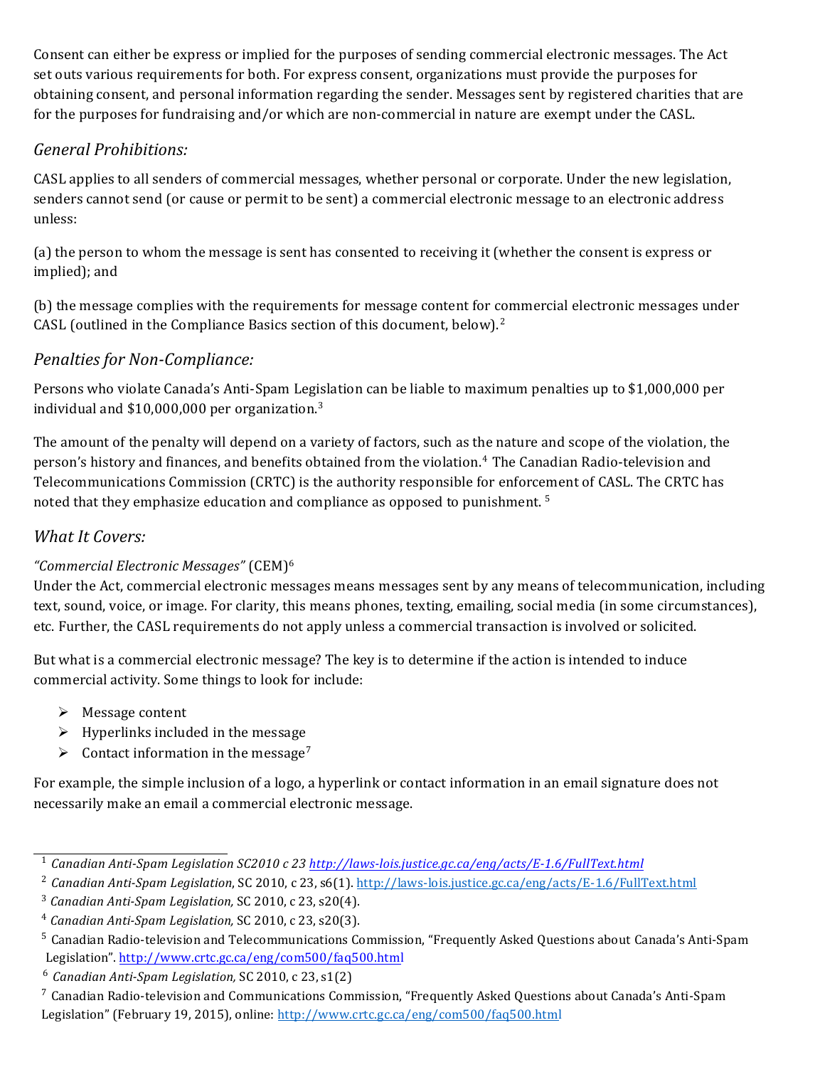Consent can either be express or implied for the purposes of sending commercial electronic messages. The Act set outs various requirements for both. For express consent, organizations must provide the purposes for obtaining consent, and personal information regarding the sender. Messages sent by registered charities that are for the purposes for fundraising and/or which are non-commercial in nature are exempt under the CASL.

## *General Prohibitions:*

CASL applies to all senders of commercial messages, whether personal or corporate. Under the new legislation, senders cannot send (or cause or permit to be sent) a commercial electronic message to an electronic address unless:

(a) the person to whom the message is sent has consented to receiving it (whether the consent is express or implied); and

(b) the message complies with the requirements for message content for commercial electronic messages under CASL (outlined in the Compliance Basics section of this document, below).[2]

## *Penalties for Non-Compliance:*

Persons who violate Canada's Anti-Spam Legislation can be liable to maximum penalties up to $1,000,000 per individual and $10,000,000 per organization.[3]

The amount of the penalty will depend on a variety of factors, such as the nature and scope of the violation, the person's history and finances, and benefits obtained from the violation.[4] The Canadian Radio-television and Telecommunications Commission (CRTC) is the authority responsible for enforcement of CASL. The CRTC has noted that they emphasize education and compliance as opposed to punishment.[5]

## *What It Covers:*

*"Commercial Electronic Messages"* (CEM)[6]

Under the Act, commercial electronic messages means messages sent by any means of telecommunication, including text, sound, voice, or image. For clarity, this means phones, texting, emailing, social media (in some circumstances), etc. Further, the CASL requirements do not apply unless a commercial transaction is involved or solicited.

But what is a commercial electronic message? The key is to determine if the action is intended to induce commercial activity. Some things to look for include:

- Message content
- Hyperlinks included in the message
- Contact information in the message[7]

For example, the simple inclusion of a logo, a hyperlink or contact information in an email signature does not necessarily make an email a commercial electronic message.

---

[1] *Canadian Anti-Spam Legislation SC2010 c 23* *http://laws-lois.justice.gc.ca/eng/acts/E-1.6/FullText.html*

[2] *Canadian Anti-Spam Legislation*, SC 2010, c 23, s6(1). http://laws-lois.justice.gc.ca/eng/acts/E-1.6/FullText.html

[3] *Canadian Anti-Spam Legislation,* SC 2010, c 23, s20(4).

[4] *Canadian Anti-Spam Legislation,* SC 2010, c 23, s20(3).

[5] Canadian Radio-television and Telecommunications Commission, "Frequently Asked Questions about Canada's Anti-Spam Legislation". http://www.crtc.gc.ca/eng/com500/faq500.html

[6] *Canadian Anti-Spam Legislation,* SC 2010, c 23, s1(2)

[7] Canadian Radio-television and Communications Commission, "Frequently Asked Questions about Canada's Anti-Spam Legislation" (February 19, 2015), online: http://www.crtc.gc.ca/eng/com500/faq500.html